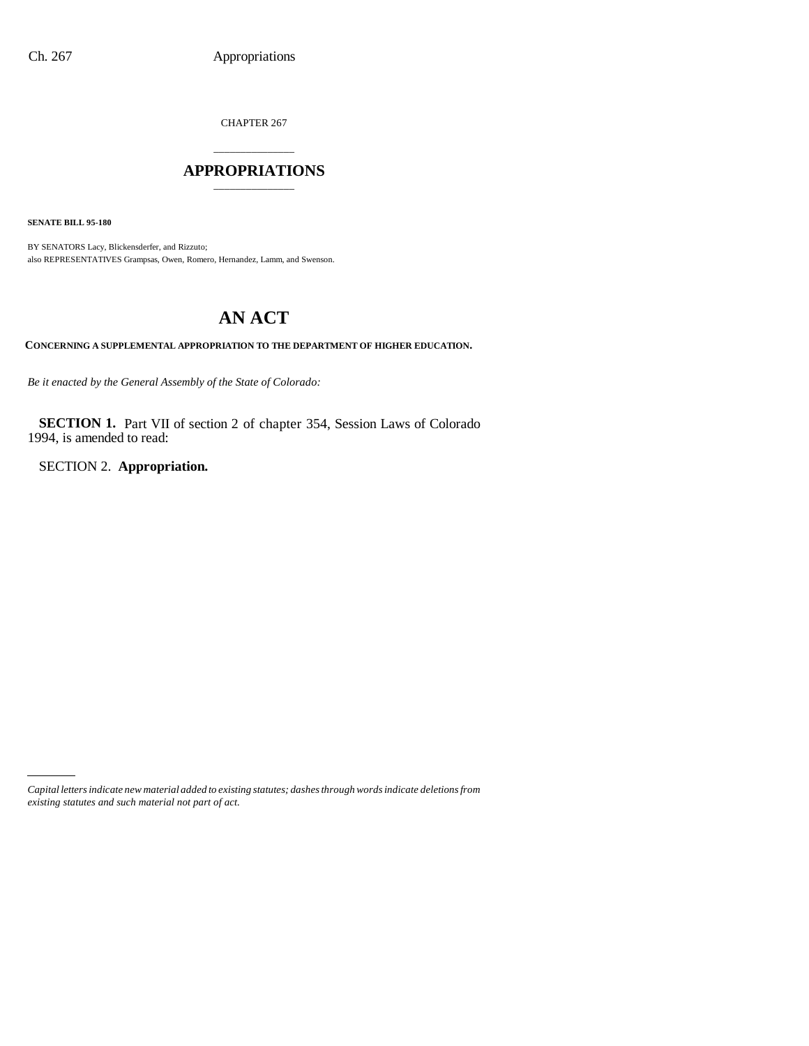CHAPTER 267

# APPROPRIATIONS

**SENATE BILL 95-180**

BY SENATORS Lacy, Blickensderfer, and Rizzuto;
also REPRESENTATIVES Grampsas, Owen, Romero, Hernandez, Lamm, and Swenson.

# AN ACT

**CONCERNING A SUPPLEMENTAL APPROPRIATION TO THE DEPARTMENT OF HIGHER EDUCATION.**

*Be it enacted by the General Assembly of the State of Colorado:*

**SECTION 1.** Part VII of section 2 of chapter 354, Session Laws of Colorado 1994, is amended to read:

SECTION 2. **Appropriation.**

*Capital letters indicate new material added to existing statutes; dashes through words indicate deletions from existing statutes and such material not part of act.*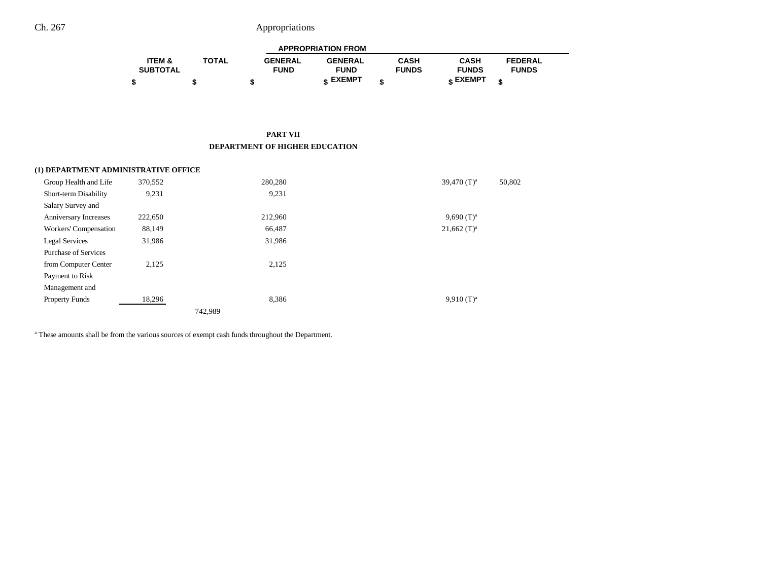## PART VII

## DEPARTMENT OF HIGHER EDUCATION

| | ITEM & SUBTOTAL | TOTAL | GENERAL FUND | GENERAL FUND EXEMPT | CASH FUNDS | CASH FUNDS EXEMPT | FEDERAL FUNDS |
|---|---|---|---|---|---|---|---|
| | $ | $ | $ | $ | $ | $ | $ |
| **(1) DEPARTMENT ADMINISTRATIVE OFFICE** | | | | | | | |
| Group Health and Life | 370,552 | | 280,280 | | | 39,470 (T)[a] | 50,802 |
| Short-term Disability | 9,231 | | 9,231 | | | | |
| Salary Survey and Anniversary Increases | 222,650 | | 212,960 | | | 9,690 (T)[a] | |
| Workers' Compensation | 88,149 | | 66,487 | | | 21,662 (T)[a] | |
| Legal Services | 31,986 | | 31,986 | | | | |
| Purchase of Services from Computer Center | 2,125 | | 2,125 | | | | |
| Payment to Risk Management and Property Funds | 18,296 | | 8,386 | | | 9,910 (T)[a] | |
| | | 742,989 | | | | | |

[a] These amounts shall be from the various sources of exempt cash funds throughout the Department.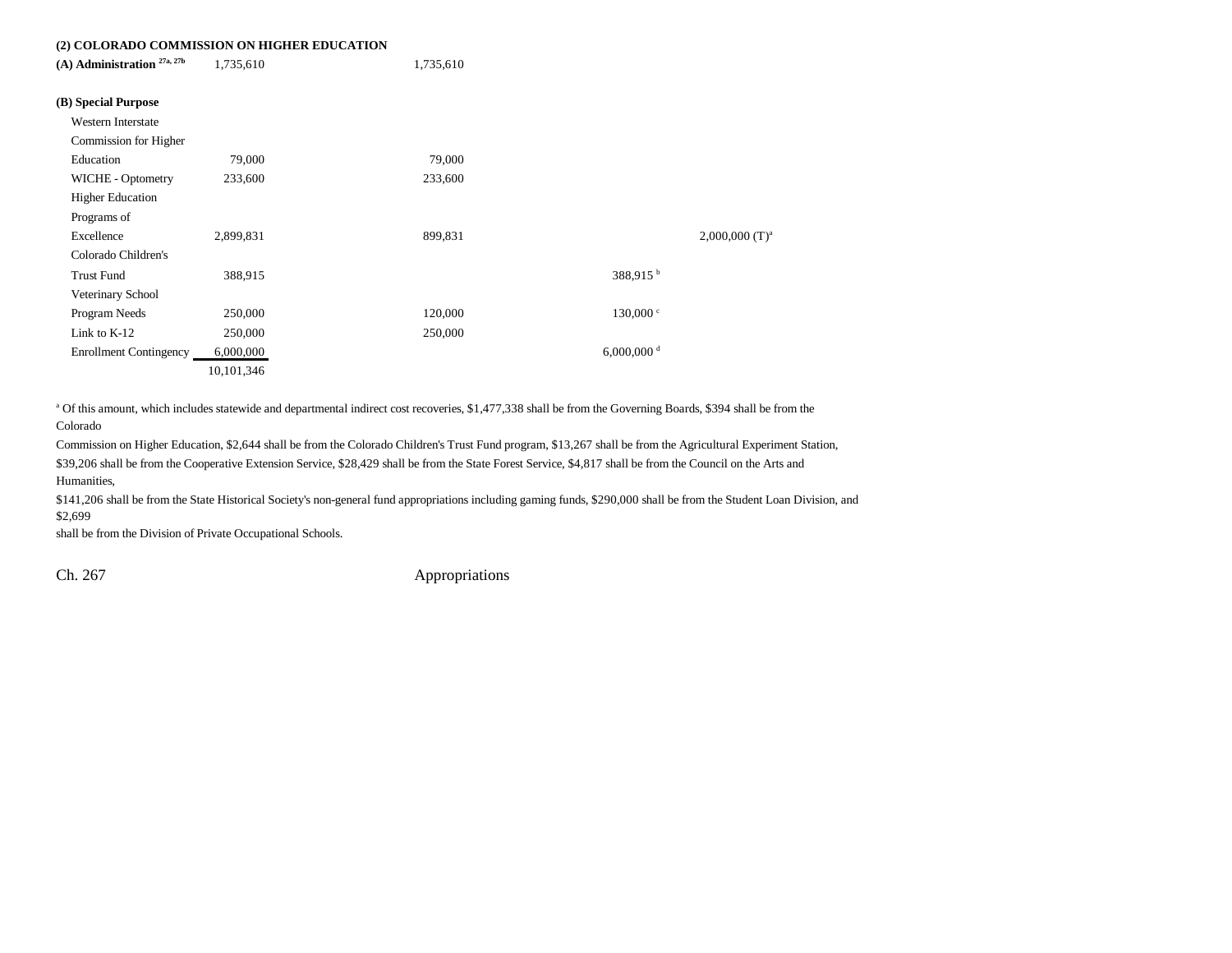**(2) COLORADO COMMISSION ON HIGHER EDUCATION**

| | | | | | |
|---|---|---|---|---|---|
| **(A) Administration** [27a, 27b] | 1,735,610 | | 1,735,610 | | |
| | | | | | |
| **(B) Special Purpose** | | | | | |
| Western Interstate Commission for Higher Education | 79,000 | | 79,000 | | |
| WICHE - Optometry | 233,600 | | 233,600 | | |
| Higher Education Programs of Excellence | 2,899,831 | | 899,831 | | 2,000,000 (T)[a] |
| Colorado Children's Trust Fund | 388,915 | | | 388,915 [b] | |
| Veterinary School Program Needs | 250,000 | | 120,000 | 130,000 [c] | |
| Link to K-12 | 250,000 | | 250,000 | | |
| Enrollment Contingency | 6,000,000 | | | 6,000,000 [d] | |
| | 10,101,346 | | | | |

[a] Of this amount, which includes statewide and departmental indirect cost recoveries, $1,477,338 shall be from the Governing Boards, $394 shall be from the Colorado Commission on Higher Education, $2,644 shall be from the Colorado Children's Trust Fund program, $13,267 shall be from the Agricultural Experiment Station, $39,206 shall be from the Cooperative Extension Service, $28,429 shall be from the State Forest Service, $4,817 shall be from the Council on the Arts and Humanities, $141,206 shall be from the State Historical Society's non-general fund appropriations including gaming funds, $290,000 shall be from the Student Loan Division, and $2,699 shall be from the Division of Private Occupational Schools.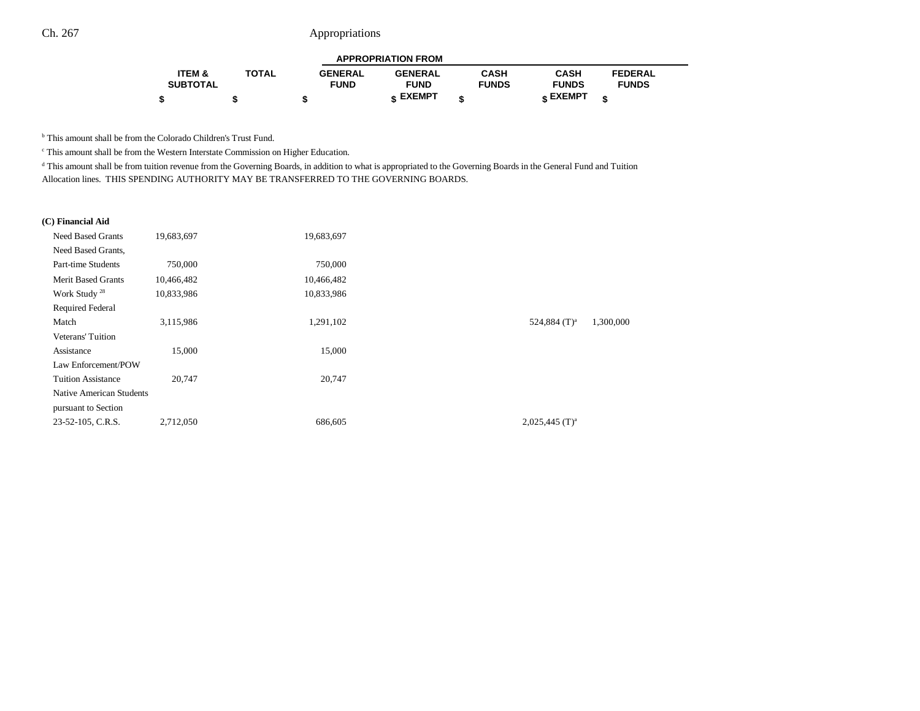| | ITEM & SUBTOTAL | TOTAL | APPROPRIATION FROM GENERAL FUND | GENERAL FUND EXEMPT | CASH FUNDS | CASH FUNDS EXEMPT | FEDERAL FUNDS |
|---|---|---|---|---|---|---|---|
| | $ | $ | $ | $ | $ | $ | $ |

[b] This amount shall be from the Colorado Children's Trust Fund.

[c] This amount shall be from the Western Interstate Commission on Higher Education.

[d] This amount shall be from tuition revenue from the Governing Boards, in addition to what is appropriated to the Governing Boards in the General Fund and Tuition Allocation lines. THIS SPENDING AUTHORITY MAY BE TRANSFERRED TO THE GOVERNING BOARDS.

| | ITEM & SUBTOTAL | TOTAL | GENERAL FUND | GENERAL FUND EXEMPT | CASH FUNDS | CASH FUNDS EXEMPT | FEDERAL FUNDS |
|---|---|---|---|---|---|---|---|
| **(C) Financial Aid** | | | | | | | |
| Need Based Grants | 19,683,697 | | 19,683,697 | | | | |
| Need Based Grants, Part-time Students | 750,000 | | 750,000 | | | | |
| Merit Based Grants | 10,466,482 | | 10,466,482 | | | | |
| Work Study [28] | 10,833,986 | | 10,833,986 | | | | |
| Required Federal Match | 3,115,986 | | 1,291,102 | | | 524,884 (T)[a] | 1,300,000 |
| Veterans' Tuition Assistance | 15,000 | | 15,000 | | | | |
| Law Enforcement/POW Tuition Assistance | 20,747 | | 20,747 | | | | |
| Native American Students pursuant to Section 23-52-105, C.R.S. | 2,712,050 | | 686,605 | | | 2,025,445 (T)[a] | |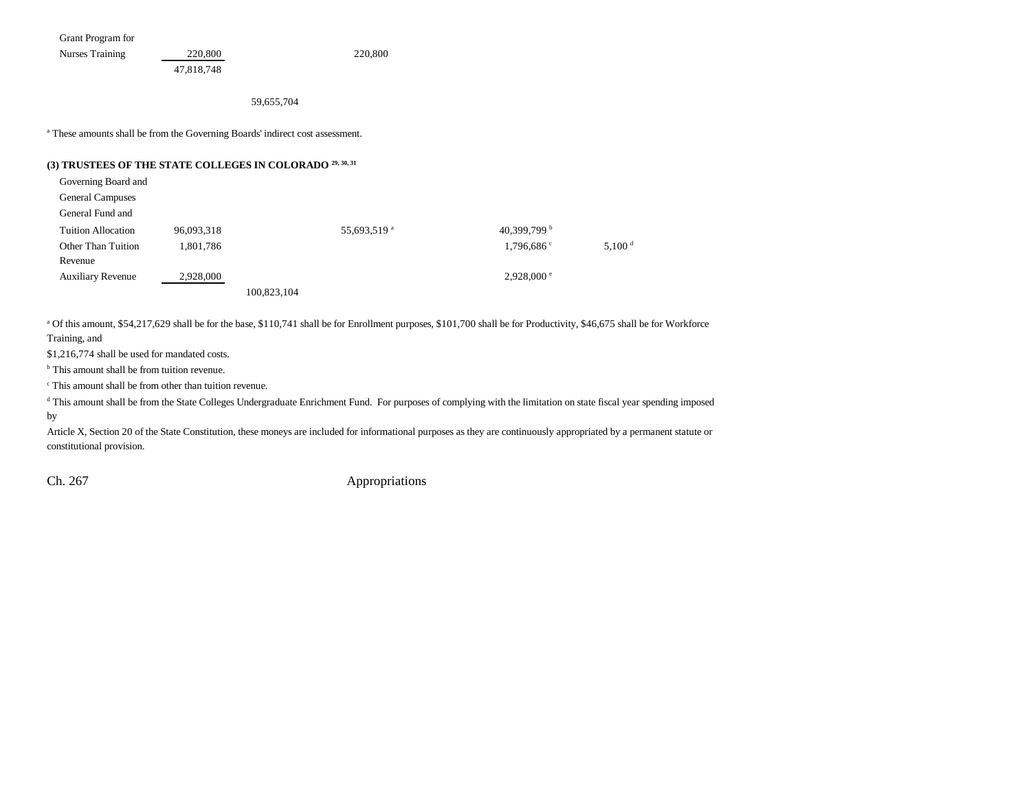| | | | | | |
|---|---|---|---|---|---|
| Grant Program for Nurses Training | 220,800 | | 220,800 | | |
| | 47,818,748 | | | | |
| | | 59,655,704 | | | |

[a] These amounts shall be from the Governing Boards' indirect cost assessment.

**(3) TRUSTEES OF THE STATE COLLEGES IN COLORADO [29, 30, 31]**

| | | | | | |
|---|---|---|---|---|---|
| Governing Board and General Campuses General Fund and Tuition Allocation | 96,093,318 | | 55,693,519 [a] | 40,399,799 [b] | |
| Other Than Tuition Revenue | 1,801,786 | | | 1,796,686 [c] | 5,100 [d] |
| Auxiliary Revenue | 2,928,000 | | | 2,928,000 [e] | |
| | | 100,823,104 | | | |

[a] Of this amount, $54,217,629 shall be for the base, $110,741 shall be for Enrollment purposes, $101,700 shall be for Productivity, $46,675 shall be for Workforce Training, and
$1,216,774 shall be used for mandated costs.

[b] This amount shall be from tuition revenue.

[c] This amount shall be from other than tuition revenue.

[d] This amount shall be from the State Colleges Undergraduate Enrichment Fund. For purposes of complying with the limitation on state fiscal year spending imposed by
Article X, Section 20 of the State Constitution, these moneys are included for informational purposes as they are continuously appropriated by a permanent statute or constitutional provision.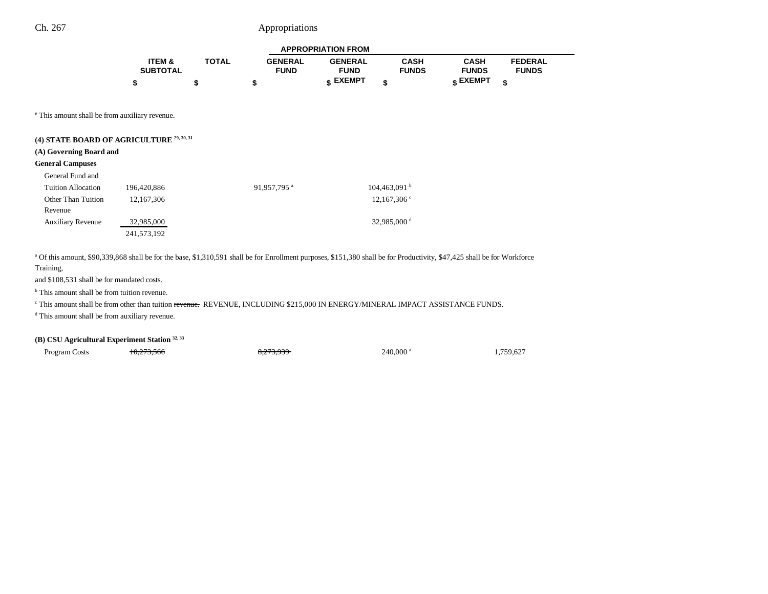| | ITEM & SUBTOTAL | TOTAL | GENERAL FUND | GENERAL FUND EXEMPT | CASH FUNDS | CASH FUNDS EXEMPT | FEDERAL FUNDS |
|---|---|---|---|---|---|---|---|
| | $ | $ | $ | $ | $ | $ | $ |

[e] This amount shall be from auxiliary revenue.

**(4) STATE BOARD OF AGRICULTURE [29, 30, 31]**

**(A) Governing Board and General Campuses**

| | ITEM & SUBTOTAL | TOTAL | GENERAL FUND | GENERAL FUND EXEMPT | CASH FUNDS | CASH FUNDS EXEMPT | FEDERAL FUNDS |
|---|---|---|---|---|---|---|---|
| General Fund and Tuition Allocation | 196,420,886 | | 91,957,795 [a] | | 104,463,091 [b] | | |
| Other Than Tuition Revenue | 12,167,306 | | | | 12,167,306 [c] | | |
| Auxiliary Revenue | 32,985,000 | | | | 32,985,000 [d] | | |
| | 241,573,192 | | | | | | |

[a] Of this amount, $90,339,868 shall be for the base, $1,310,591 shall be for Enrollment purposes, $151,380 shall be for Productivity, $47,425 shall be for Workforce Training,
and $108,531 shall be for mandated costs.

[b] This amount shall be from tuition revenue.

[c] This amount shall be from other than tuition ~~revenue.~~ REVENUE, INCLUDING $215,000 IN ENERGY/MINERAL IMPACT ASSISTANCE FUNDS.

[d] This amount shall be from auxiliary revenue.

**(B) CSU Agricultural Experiment Station [32, 33]**

| | ITEM & SUBTOTAL | TOTAL | GENERAL FUND | GENERAL FUND EXEMPT | CASH FUNDS | CASH FUNDS EXEMPT | FEDERAL FUNDS |
|---|---|---|---|---|---|---|---|
| Program Costs | ~~10,273,566~~ | | ~~8,273,939~~ | | 240,000 [a] | | 1,759,627 |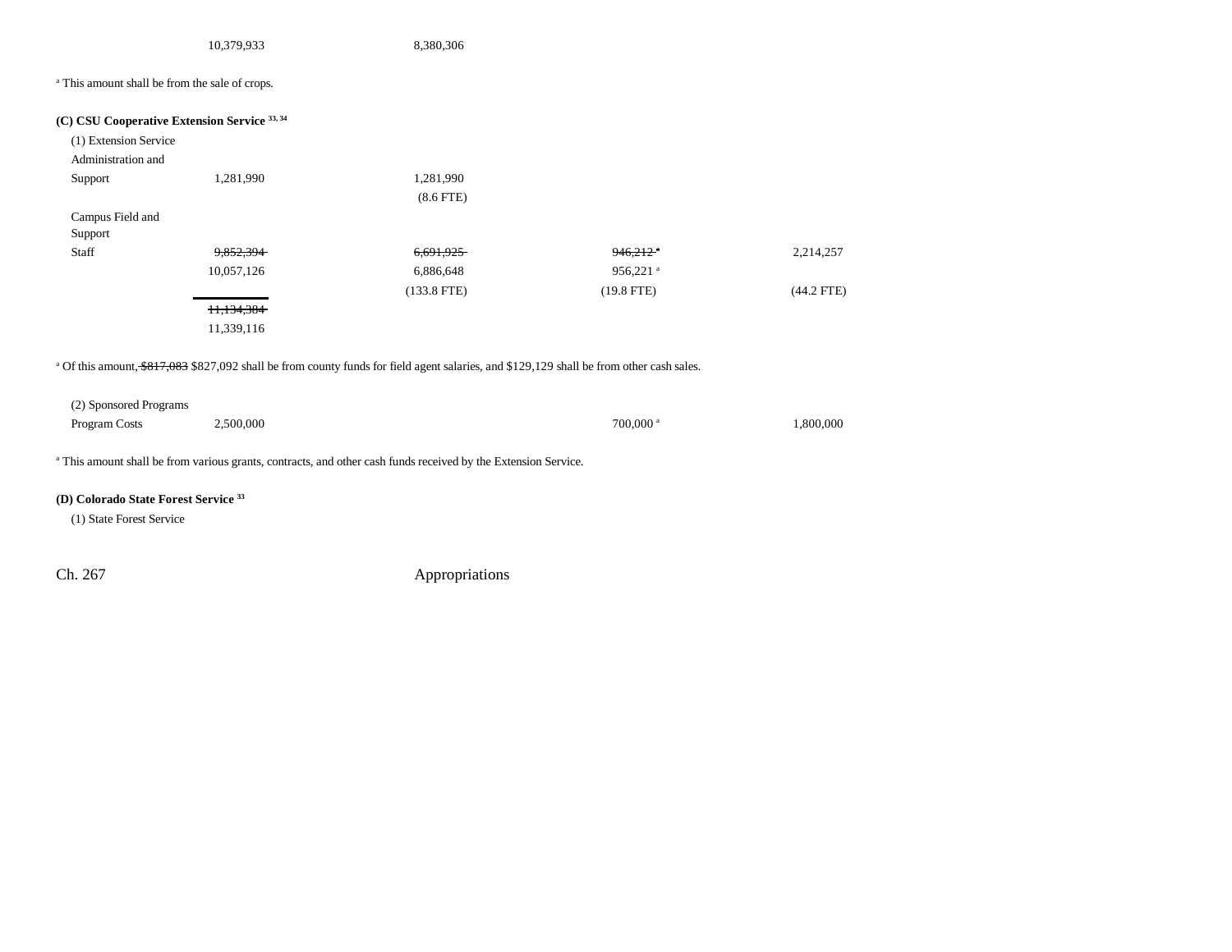| | | | | |
|---|---|---|---|---|
| | 10,379,933 | 8,380,306 | | |

[a] This amount shall be from the sale of crops.

**(C) CSU Cooperative Extension Service [33, 34]**

| | | | | |
|---|---|---|---|---|
| (1) Extension Service Administration and Support | 1,281,990 | 1,281,990 | | |
| | | (8.6 FTE) | | |
| Campus Field and Support Staff | ~~9,852,394~~ 10,057,126 | ~~6,691,925~~ 6,886,648 | ~~946,212~~ [a] 956,221 [a] | 2,214,257 |
| | | (133.8 FTE) | (19.8 FTE) | (44.2 FTE) |
| | ~~11,134,384~~ 11,339,116 | | | |

[a] Of this amount, ~~$817,083~~ $827,092 shall be from county funds for field agent salaries, and $129,129 shall be from other cash sales.

| | | | | |
|---|---|---|---|---|
| (2) Sponsored Programs Program Costs | 2,500,000 | | 700,000 [a] | 1,800,000 |

[a] This amount shall be from various grants, contracts, and other cash funds received by the Extension Service.

**(D) Colorado State Forest Service [33]**

(1) State Forest Service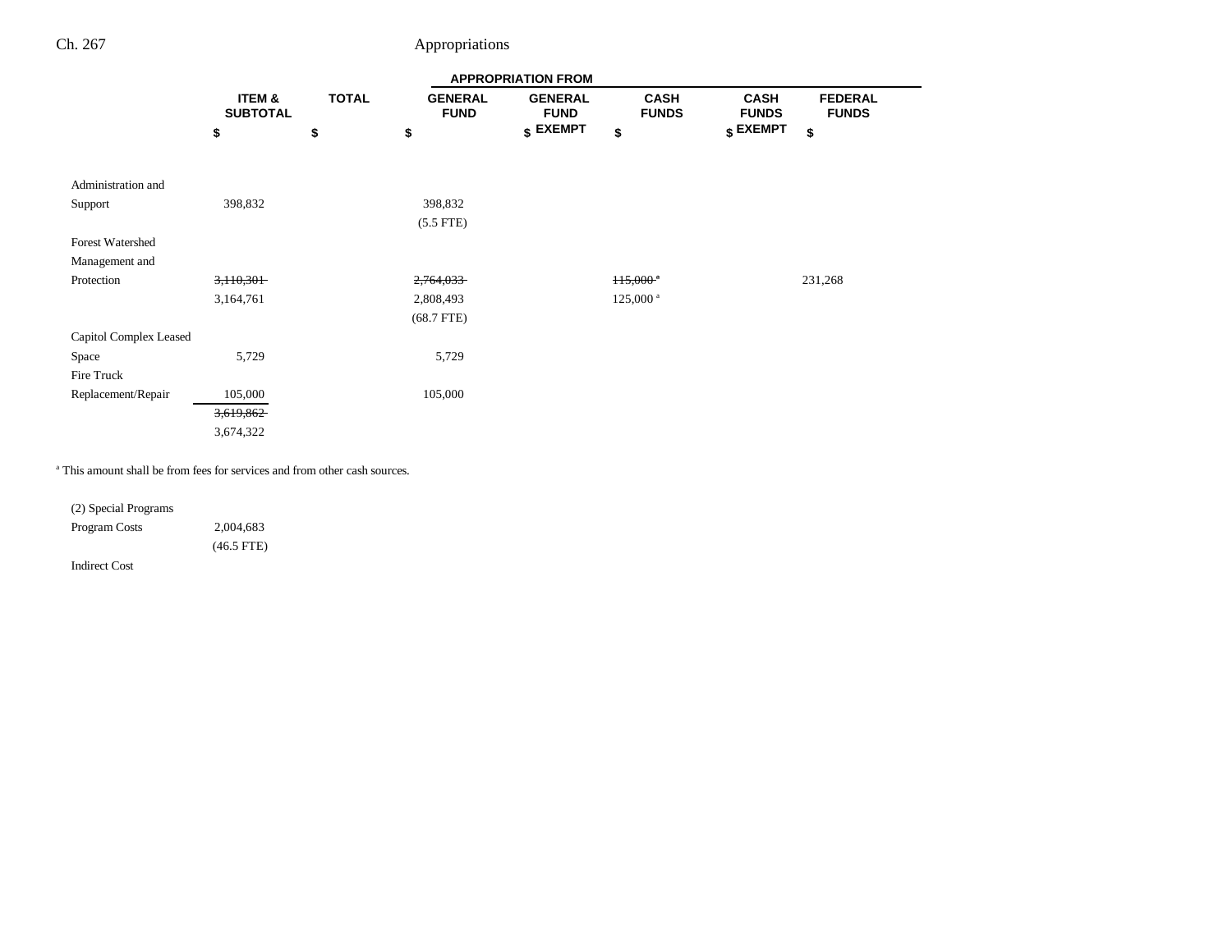| | ITEM & SUBTOTAL | TOTAL | GENERAL FUND | GENERAL FUND EXEMPT | CASH FUNDS | CASH FUNDS EXEMPT | FEDERAL FUNDS |
|---|---|---|---|---|---|---|---|
| | $ | $ | $ | $ | $ | $ | $ |
| Administration and Support | 398,832 | | 398,832 (5.5 FTE) | | | | |
| Forest Watershed Management and Protection | ~~3,110,301~~ 3,164,761 | | ~~2,764,033~~ 2,808,493 (68.7 FTE) | | ~~115,000~~[a] 125,000[a] | | 231,268 |
| Capitol Complex Leased Space | 5,729 | | 5,729 | | | | |
| Fire Truck Replacement/Repair | 105,000 | | 105,000 | | | | |
| | ~~3,619,862~~ 3,674,322 | | | | | | |

[a] This amount shall be from fees for services and from other cash sources.

| | ITEM & SUBTOTAL | TOTAL | GENERAL FUND | GENERAL FUND EXEMPT | CASH FUNDS | CASH FUNDS EXEMPT | FEDERAL FUNDS |
|---|---|---|---|---|---|---|---|
| (2) Special Programs | | | | | | | |
| Program Costs | 2,004,683 (46.5 FTE) | | | | | | |
| Indirect Cost | | | | | | | |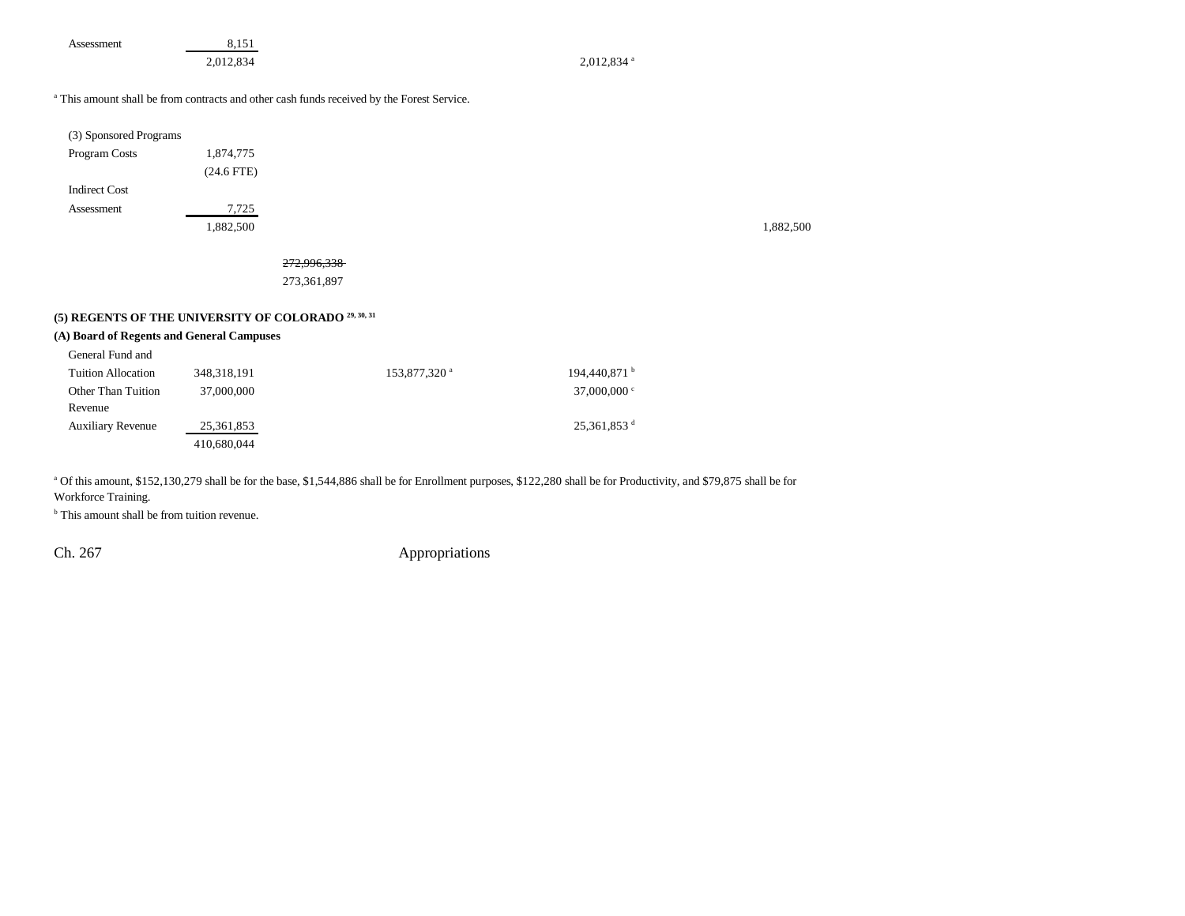| | | | | | |
|---|---|---|---|---|---|
| Assessment | 8,151 | | | | |
| | 2,012,834 | | | 2,012,834 [a] | |

[a] This amount shall be from contracts and other cash funds received by the Forest Service.

| | | | | | |
|---|---|---|---|---|---|
| (3) Sponsored Programs | | | | | |
| Program Costs | 1,874,775 | | | | |
| | (24.6 FTE) | | | | |
| Indirect Cost | | | | | |
| Assessment | 7,725 | | | | |
| | 1,882,500 | | | | 1,882,500 |
| | | ~~272,996,338~~ | | | |
| | | 273,361,897 | | | |

**(5) REGENTS OF THE UNIVERSITY OF COLORADO [29, 30, 31]**

**(A) Board of Regents and General Campuses**

| | | | | | |
|---|---|---|---|---|---|
| General Fund and | | | | | |
| Tuition Allocation | 348,318,191 | | 153,877,320 [a] | 194,440,871 [b] | |
| Other Than Tuition Revenue | 37,000,000 | | | 37,000,000 [c] | |
| Auxiliary Revenue | 25,361,853 | | | 25,361,853 [d] | |
| | 410,680,044 | | | | |

[a] Of this amount, $152,130,279 shall be for the base, $1,544,886 shall be for Enrollment purposes, $122,280 shall be for Productivity, and $79,875 shall be for Workforce Training.

[b] This amount shall be from tuition revenue.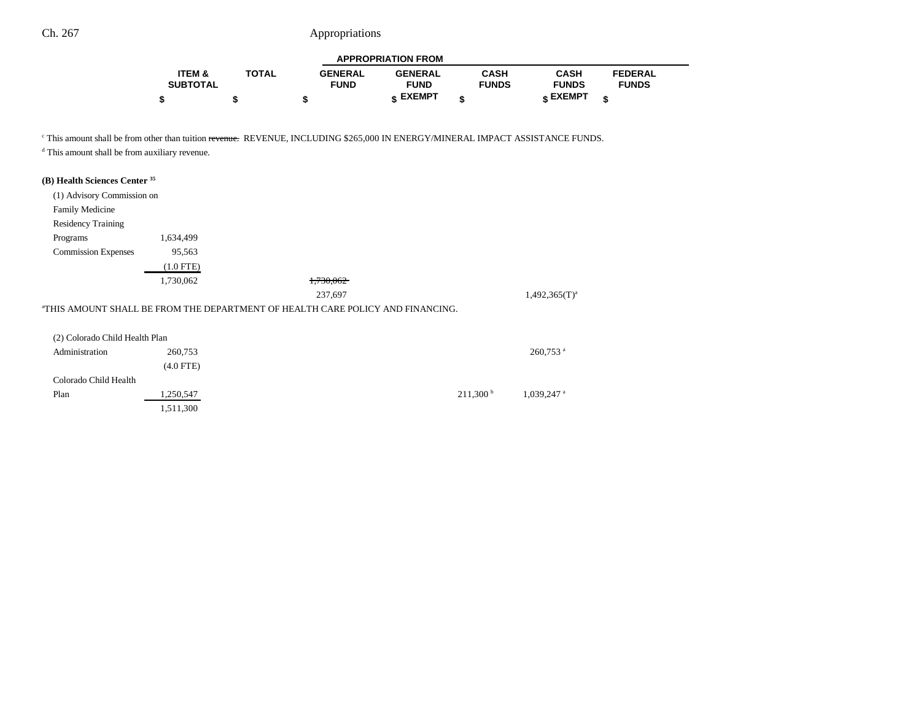| | ITEM & SUBTOTAL | TOTAL | GENERAL FUND | GENERAL FUND EXEMPT | CASH FUNDS | CASH FUNDS EXEMPT | FEDERAL FUNDS |
|---|---|---|---|---|---|---|---|
| | $ | $ | $ | $ | $ | $ | $ |

[c] This amount shall be from other than tuition ~~revenue.~~ REVENUE, INCLUDING $265,000 IN ENERGY/MINERAL IMPACT ASSISTANCE FUNDS.

[d] This amount shall be from auxiliary revenue.

**(B) Health Sciences Center [35]**

| | ITEM & SUBTOTAL | TOTAL | GENERAL FUND | GENERAL FUND EXEMPT | CASH FUNDS | CASH FUNDS EXEMPT | FEDERAL FUNDS |
|---|---|---|---|---|---|---|---|
| (1) Advisory Commission on Family Medicine Residency Training Programs | 1,634,499 | | | | | | |
| Commission Expenses | 95,563 | | | | | | |
| | (1.0 FTE) | | | | | | |
| | 1,730,062 | | ~~1,730,062~~ | | | | |
| | | | 237,697 | | | 1,492,365(T)[a] | |

[a]THIS AMOUNT SHALL BE FROM THE DEPARTMENT OF HEALTH CARE POLICY AND FINANCING.

| | ITEM & SUBTOTAL | TOTAL | GENERAL FUND | GENERAL FUND EXEMPT | CASH FUNDS | CASH FUNDS EXEMPT | FEDERAL FUNDS |
|---|---|---|---|---|---|---|---|
| (2) Colorado Child Health Plan Administration | 260,753 | | | | | 260,753 [a] | |
| | (4.0 FTE) | | | | | | |
| Colorado Child Health Plan | 1,250,547 | | | | 211,300 [b] | 1,039,247 [a] | |
| | 1,511,300 | | | | | | |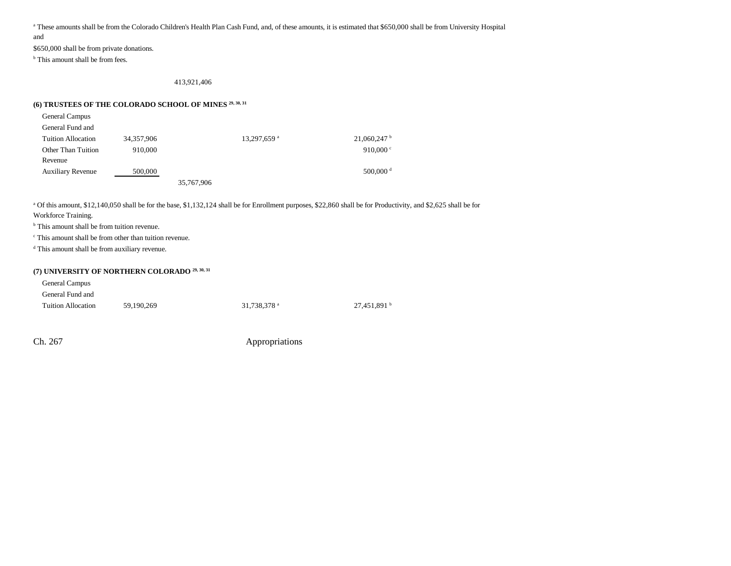[a] These amounts shall be from the Colorado Children's Health Plan Cash Fund, and, of these amounts, it is estimated that $650,000 shall be from University Hospital and
$650,000 shall be from private donations.
[b] This amount shall be from fees.

| | | | | |
|---|---|---|---|---|
| | | 413,921,406 | | |

**(6) TRUSTEES OF THE COLORADO SCHOOL OF MINES [29, 30, 31]**

| | | | | |
|---|---|---|---|---|
| General Campus General Fund and Tuition Allocation | 34,357,906 | | 13,297,659 [a] | 21,060,247 [b] |
| Other Than Tuition Revenue | 910,000 | | | 910,000 [c] |
| Auxiliary Revenue | 500,000 | | | 500,000 [d] |
| | | 35,767,906 | | |

[a] Of this amount, $12,140,050 shall be for the base, $1,132,124 shall be for Enrollment purposes, $22,860 shall be for Productivity, and $2,625 shall be for Workforce Training.
[b] This amount shall be from tuition revenue.
[c] This amount shall be from other than tuition revenue.
[d] This amount shall be from auxiliary revenue.

**(7) UNIVERSITY OF NORTHERN COLORADO [29, 30, 31]**

| | | | | |
|---|---|---|---|---|
| General Campus General Fund and Tuition Allocation | 59,190,269 | | 31,738,378 [a] | 27,451,891 [b] |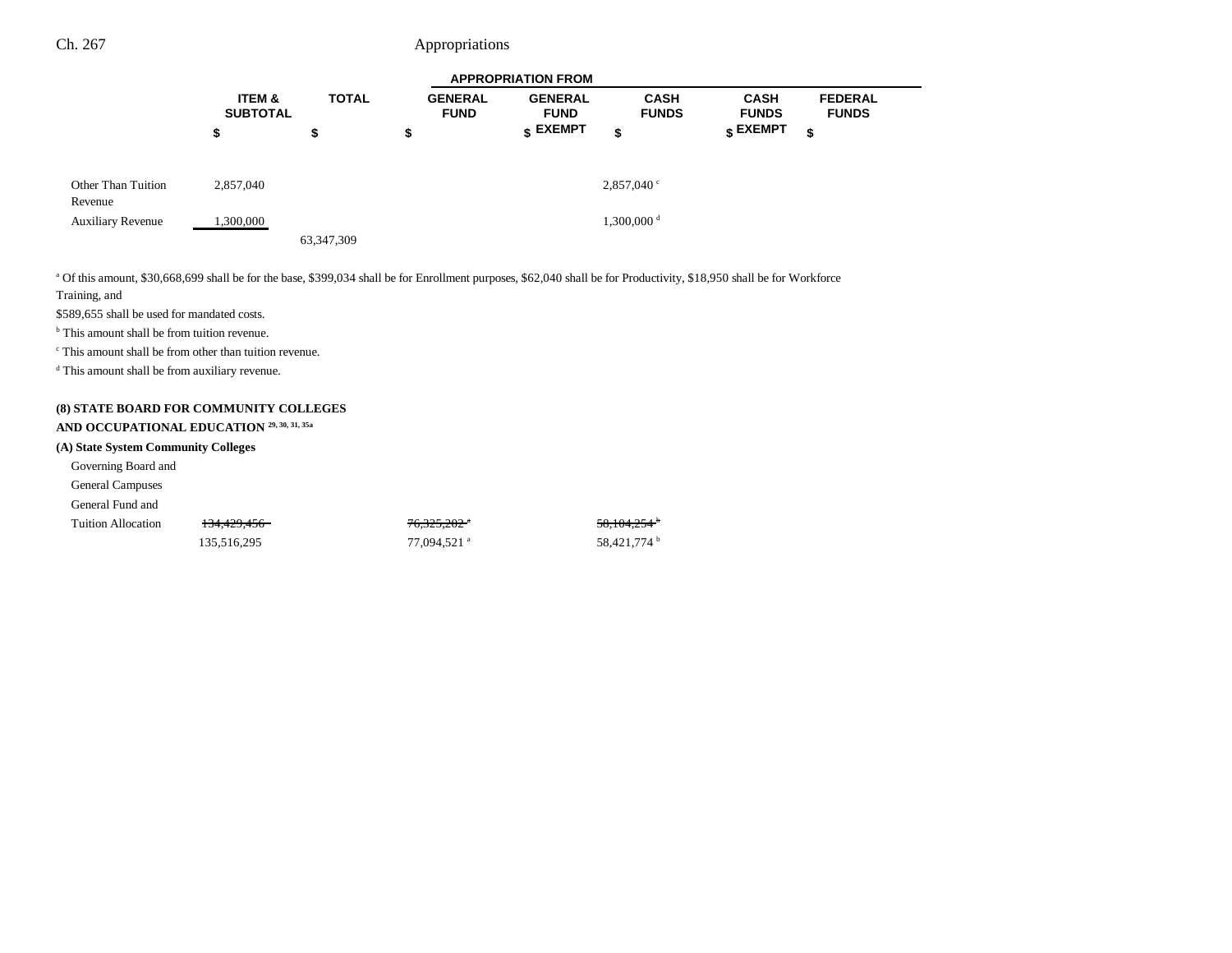| | ITEM & SUBTOTAL | TOTAL | GENERAL FUND | GENERAL FUND EXEMPT | CASH FUNDS | CASH FUNDS EXEMPT | FEDERAL FUNDS |
|---|---|---|---|---|---|---|---|
| | $ | $ | $ | $ | $ | $ | $ |
| Other Than Tuition Revenue | 2,857,040 | | | | 2,857,040 [c] | | |
| Auxiliary Revenue | 1,300,000 | | | | 1,300,000 [d] | | |
| | | 63,347,309 | | | | | |

[a] Of this amount, $30,668,699 shall be for the base, $399,034 shall be for Enrollment purposes, $62,040 shall be for Productivity, $18,950 shall be for Workforce Training, and $589,655 shall be used for mandated costs.

[b] This amount shall be from tuition revenue.

[c] This amount shall be from other than tuition revenue.

[d] This amount shall be from auxiliary revenue.

**(8) STATE BOARD FOR COMMUNITY COLLEGES AND OCCUPATIONAL EDUCATION [29, 30, 31, 35a]**

**(A) State System Community Colleges**

| | ITEM & SUBTOTAL | TOTAL | GENERAL FUND | GENERAL FUND EXEMPT | CASH FUNDS | CASH FUNDS EXEMPT | FEDERAL FUNDS |
|---|---|---|---|---|---|---|---|
| Governing Board and General Campuses General Fund and Tuition Allocation | ~~134,429,456~~ 135,516,295 | | ~~76,325,202 [a]~~ 77,094,521 [a] | | ~~58,104,254 [b]~~ 58,421,774 [b] | | |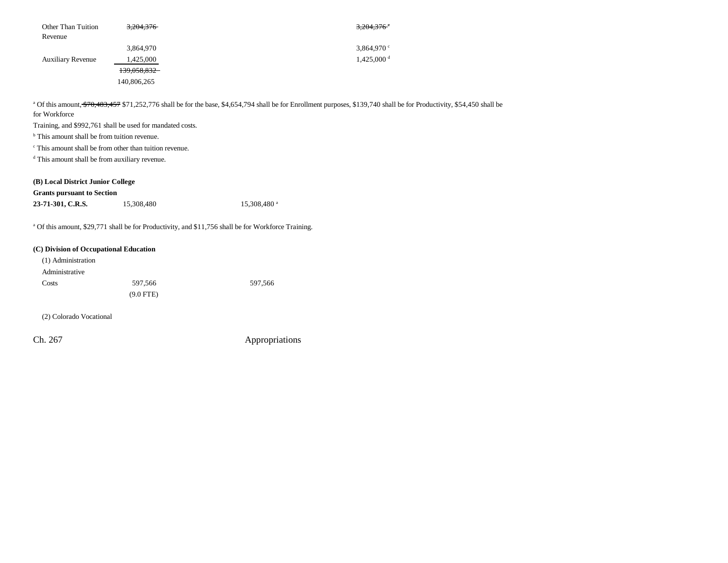| | | | |
|---|---|---|---|
| Other Than Tuition Revenue | ~~3,204,376~~ | | ~~3,204,376~~ [c] |
| | 3,864,970 | | 3,864,970 [c] |
| Auxiliary Revenue | 1,425,000 | | 1,425,000 [d] |
| | ~~139,058,832~~ | | |
| | 140,806,265 | | |

[a] Of this amount, ~~$70,403,457~~ $71,252,776 shall be for the base, $4,654,794 shall be for Enrollment purposes, $139,740 shall be for Productivity, $54,450 shall be for Workforce Training, and $992,761 shall be used for mandated costs.

[b] This amount shall be from tuition revenue.

[c] This amount shall be from other than tuition revenue.

[d] This amount shall be from auxiliary revenue.

**(B) Local District Junior College Grants pursuant to Section 23-71-301, C.R.S.**

| | | |
|---|---|---|
| **23-71-301, C.R.S.** | 15,308,480 | 15,308,480 [a] |

[a] Of this amount, $29,771 shall be for Productivity, and $11,756 shall be for Workforce Training.

**(C) Division of Occupational Education**

(1) Administration

| | | |
|---|---|---|
| Administrative Costs | 597,566 | 597,566 |
| | (9.0 FTE) | |

(2) Colorado Vocational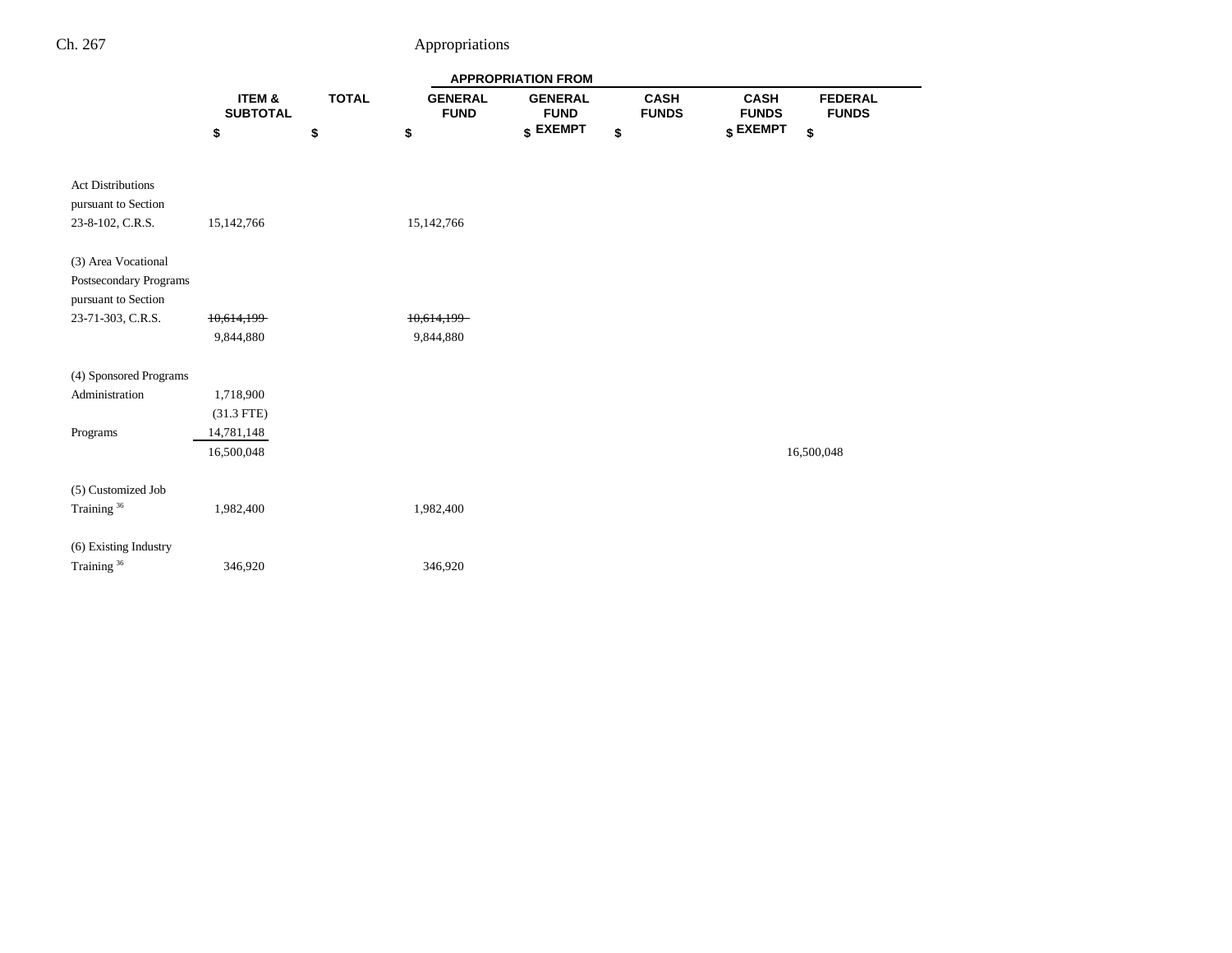| | ITEM & SUBTOTAL | TOTAL | APPROPRIATION FROM | | | | |
|---|---|---|---|---|---|---|---|
| | | | GENERAL FUND | GENERAL FUND EXEMPT | CASH FUNDS | CASH FUNDS EXEMPT | FEDERAL FUNDS |
| | $ | $ | $ | $ | $ | $ | $ |
| Act Distributions pursuant to Section 23-8-102, C.R.S. | 15,142,766 | | 15,142,766 | | | | |
| (3) Area Vocational Postsecondary Programs pursuant to Section 23-71-303, C.R.S. | ~~10,614,199~~ 9,844,880 | | ~~10,614,199~~ 9,844,880 | | | | |
| (4) Sponsored Programs | | | | | | | |
| Administration | 1,718,900 (31.3 FTE) | | | | | | |
| Programs | 14,781,148 | | | | | | |
| | 16,500,048 | | | | | | 16,500,048 |
| (5) Customized Job Training [36] | 1,982,400 | | 1,982,400 | | | | |
| (6) Existing Industry Training [36] | 346,920 | | 346,920 | | | | |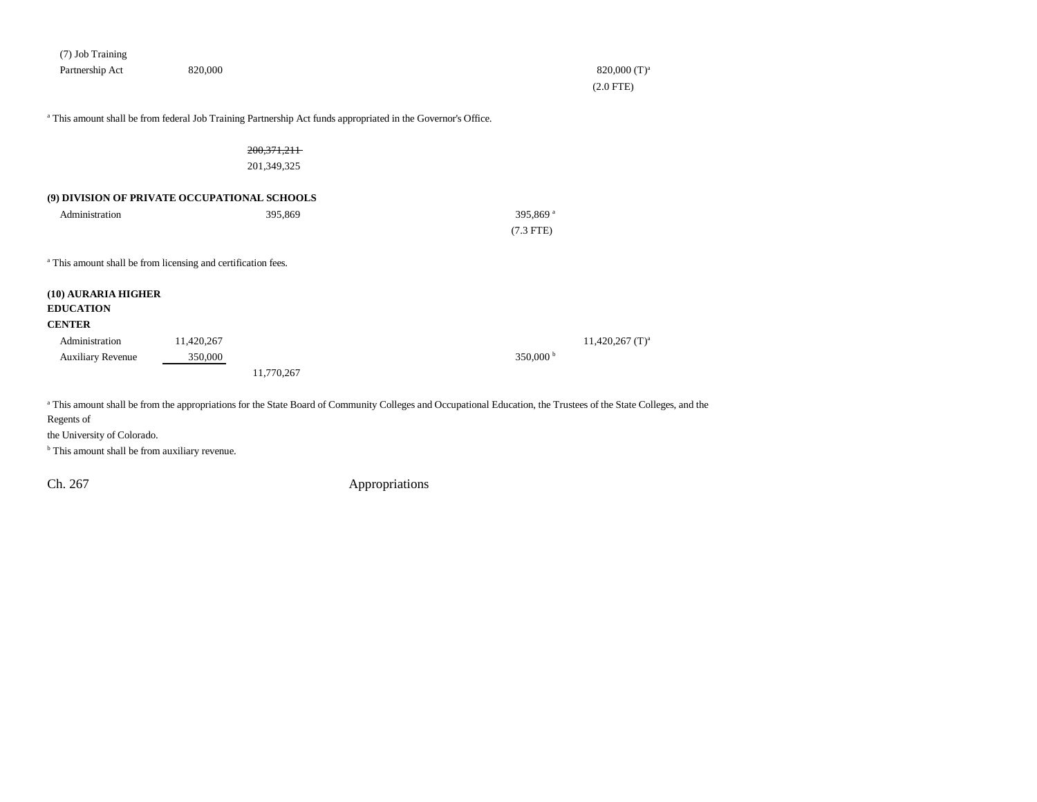| | | | | | | |
|---|---|---|---|---|---|---|
| (7) Job Training Partnership Act | 820,000 | | | | 820,000 (T)[a] | |
| | | | | | (2.0 FTE) | |

[a] This amount shall be from federal Job Training Partnership Act funds appropriated in the Governor's Office.

| | | | | | | |
|---|---|---|---|---|---|---|
| | | ~~200,371,211~~ | | | | |
| | | 201,349,325 | | | | |

**(9) DIVISION OF PRIVATE OCCUPATIONAL SCHOOLS**

| | | | | | | |
|---|---|---|---|---|---|---|
| Administration | | 395,869 | | 395,869 [a] | | |
| | | | | (7.3 FTE) | | |

[a] This amount shall be from licensing and certification fees.

**(10) AURARIA HIGHER EDUCATION CENTER**

| | | | | | | |
|---|---|---|---|---|---|---|
| Administration | 11,420,267 | | | | 11,420,267 (T)[a] | |
| Auxiliary Revenue | 350,000 | | | 350,000 [b] | | |
| | | 11,770,267 | | | | |

[a] This amount shall be from the appropriations for the State Board of Community Colleges and Occupational Education, the Trustees of the State Colleges, and the Regents of
the University of Colorado.

[b] This amount shall be from auxiliary revenue.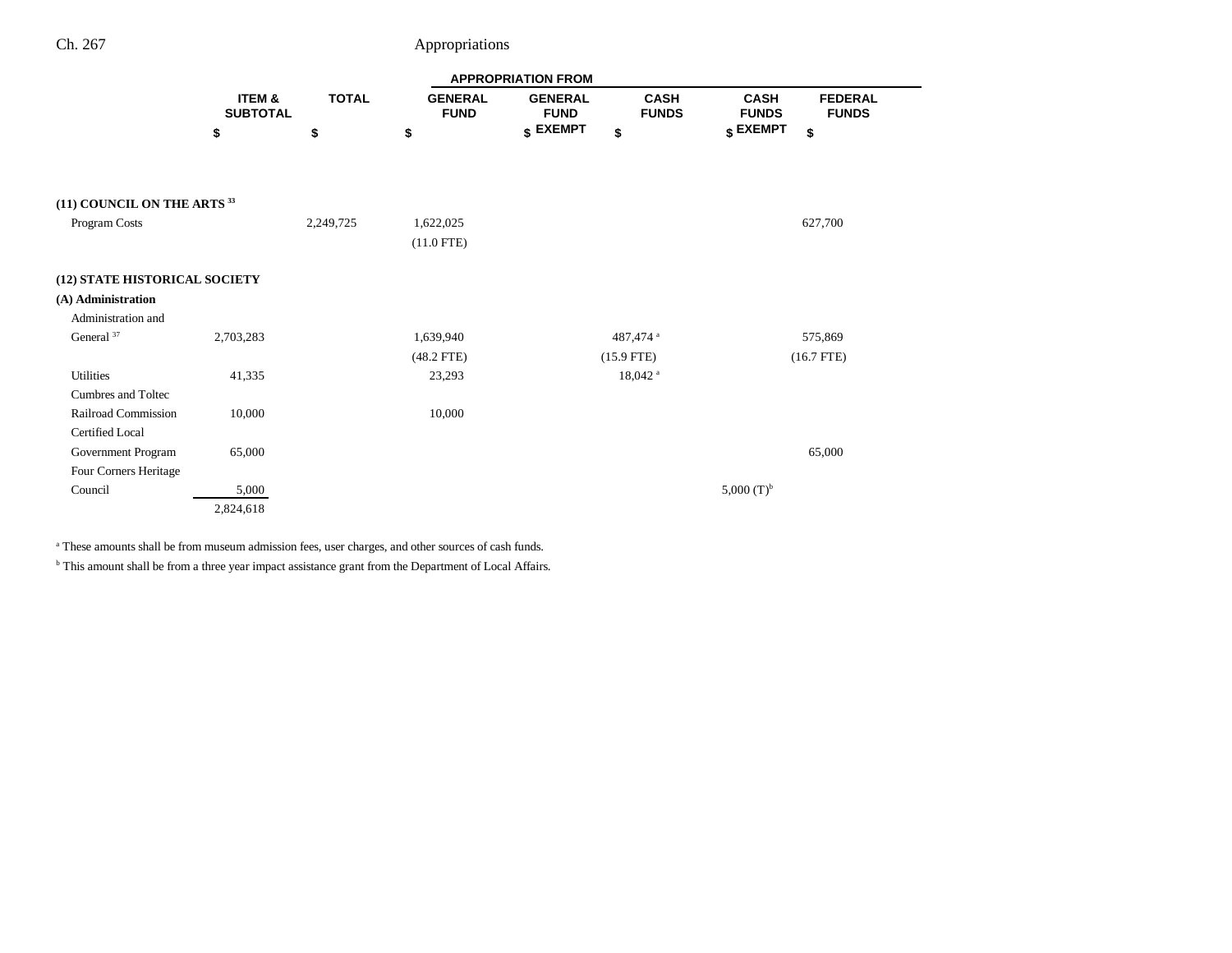| | ITEM & SUBTOTAL | TOTAL | APPROPRIATION FROM GENERAL FUND | GENERAL FUND EXEMPT | CASH FUNDS | CASH FUNDS EXEMPT | FEDERAL FUNDS |
|---|---|---|---|---|---|---|---|
| | $ | $ | $ | $ | $ | $ | $ |
| **(11) COUNCIL ON THE ARTS** [33] | | | | | | | |
| Program Costs | | 2,249,725 | 1,622,025 | | | | 627,700 |
| | | | (11.0 FTE) | | | | |
| **(12) STATE HISTORICAL SOCIETY** | | | | | | | |
| **(A) Administration** | | | | | | | |
| Administration and General [37] | 2,703,283 | | 1,639,940 | | 487,474 [a] | | 575,869 |
| | | | (48.2 FTE) | | (15.9 FTE) | | (16.7 FTE) |
| Utilities | 41,335 | | 23,293 | | 18,042 [a] | | |
| Cumbres and Toltec Railroad Commission | 10,000 | | 10,000 | | | | |
| Certified Local Government Program | 65,000 | | | | | | 65,000 |
| Four Corners Heritage Council | 5,000 | | | | | 5,000 (T)[b] | |
| | 2,824,618 | | | | | | |

[a] These amounts shall be from museum admission fees, user charges, and other sources of cash funds.

[b] This amount shall be from a three year impact assistance grant from the Department of Local Affairs.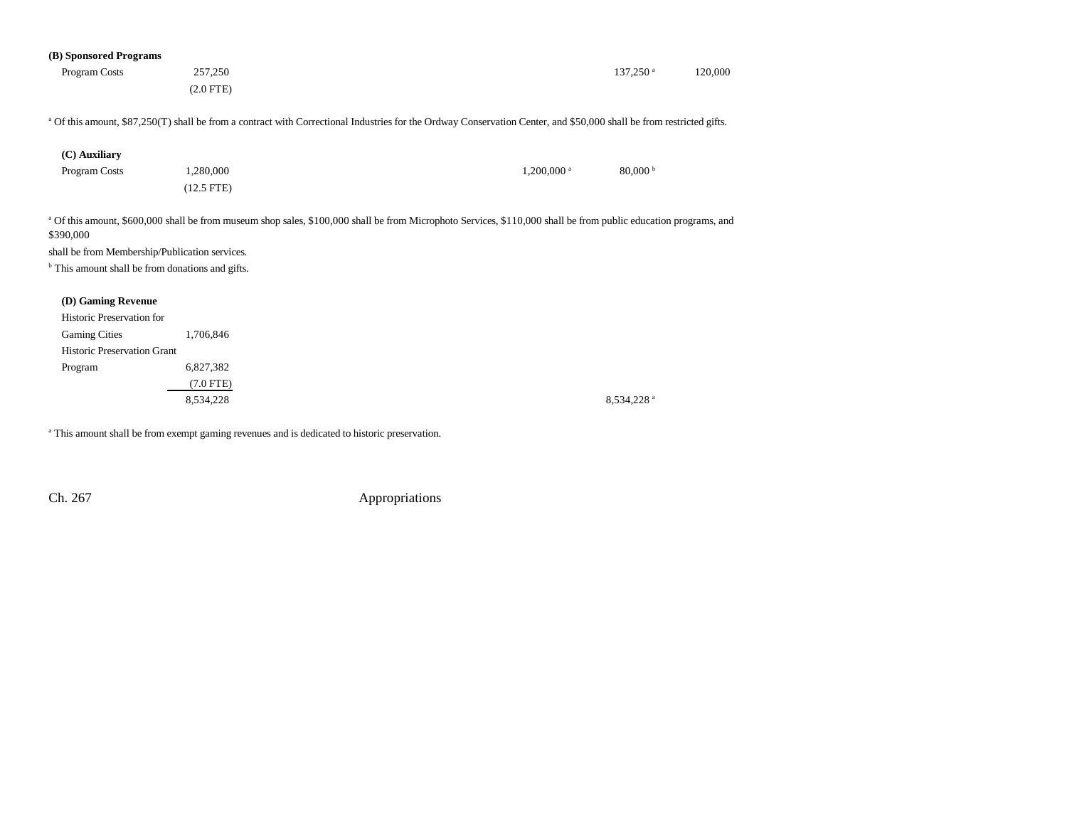**(B) Sponsored Programs**

| | Total | | | Cash Funds | Cash Funds Exempt | Federal Funds |
|---|---|---|---|---|---|---|
| Program Costs | 257,250 | | | | 137,250[a] | 120,000 |
| | (2.0 FTE) | | | | | |

[a] Of this amount, $87,250(T) shall be from a contract with Correctional Industries for the Ordway Conservation Center, and $50,000 shall be from restricted gifts.

**(C) Auxiliary**

| | Total | | | Cash Funds | Cash Funds Exempt | Federal Funds |
|---|---|---|---|---|---|---|
| Program Costs | 1,280,000 | | | 1,200,000[a] | 80,000[b] | |
| | (12.5 FTE) | | | | | |

[a] Of this amount, $600,000 shall be from museum shop sales, $100,000 shall be from Microphoto Services, $110,000 shall be from public education programs, and $390,000 shall be from Membership/Publication services.

[b] This amount shall be from donations and gifts.

**(D) Gaming Revenue**

| | Total | | | Cash Funds | Cash Funds Exempt | Federal Funds |
|---|---|---|---|---|---|---|
| Historic Preservation for Gaming Cities | 1,706,846 | | | | | |
| Historic Preservation Grant Program | 6,827,382 | | | | | |
| | (7.0 FTE) | | | | | |
| | 8,534,228 | | | | 8,534,228[a] | |

[a] This amount shall be from exempt gaming revenues and is dedicated to historic preservation.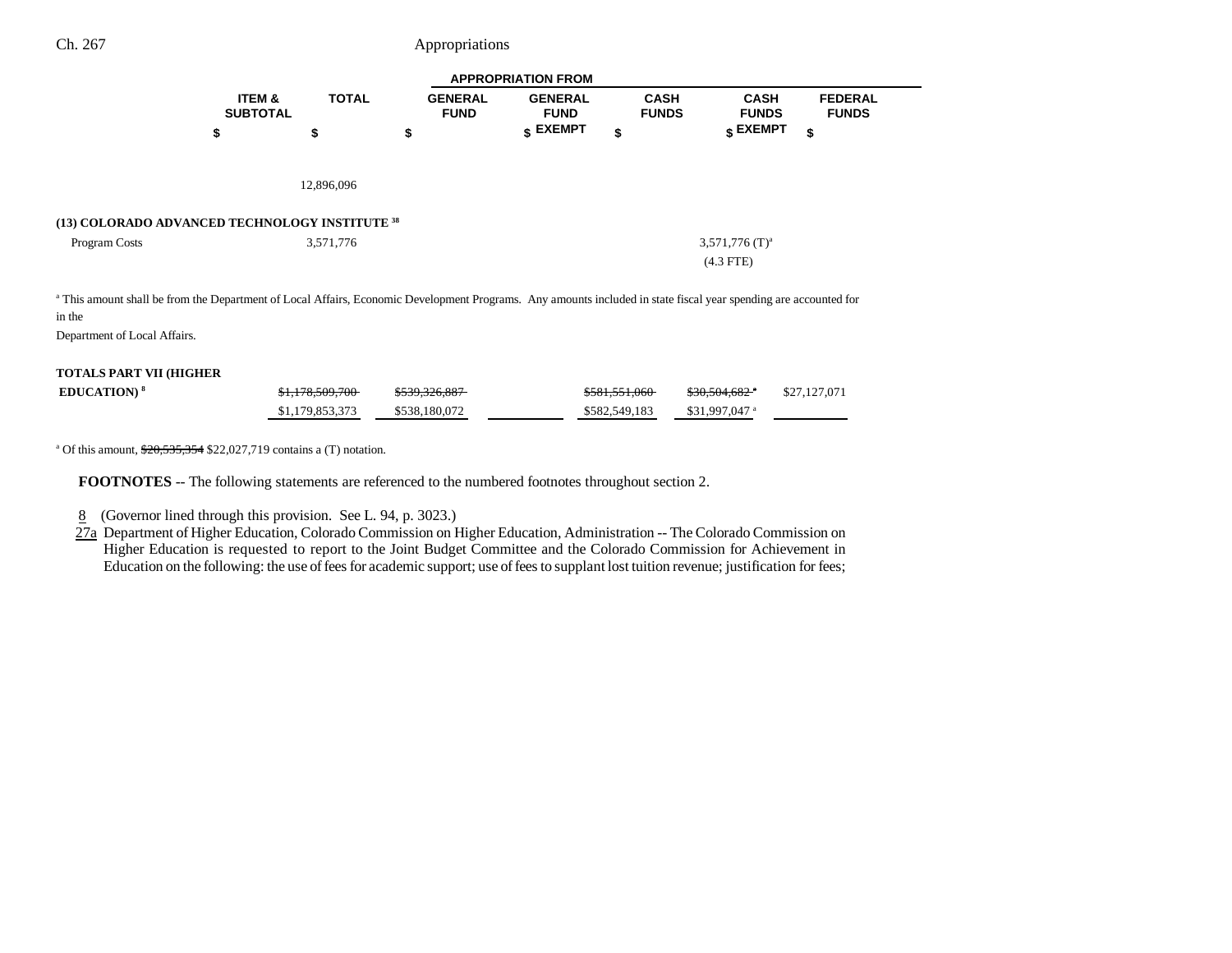| | ITEM & SUBTOTAL | TOTAL | APPROPRIATION FROM GENERAL FUND | GENERAL FUND EXEMPT | CASH FUNDS | CASH FUNDS EXEMPT | FEDERAL FUNDS |
|---|---|---|---|---|---|---|---|
| | $ | $ | $ | $ | $ | $ | $ |
| | | 12,896,096 | | | | | |
| **(13) COLORADO ADVANCED TECHNOLOGY INSTITUTE [38]** | | | | | | | |
| Program Costs | | 3,571,776 | | | | 3,571,776 (T)[a] (4.3 FTE) | |

[a] This amount shall be from the Department of Local Affairs, Economic Development Programs. Any amounts included in state fiscal year spending are accounted for in the Department of Local Affairs.

| | ITEM & SUBTOTAL | TOTAL | GENERAL FUND | GENERAL FUND EXEMPT | CASH FUNDS | CASH FUNDS EXEMPT | FEDERAL FUNDS |
|---|---|---|---|---|---|---|---|
| **TOTALS PART VII (HIGHER EDUCATION) [8]** | | ~~$1,178,509,700~~ $1,179,853,373 | ~~$539,326,887~~ $538,180,072 | | ~~$581,551,060~~ $582,549,183 | ~~$30,504,682~~[a] $31,997,047[a] | $27,127,071 |

[a] Of this amount, ~~$20,535,354~~ $22,027,719 contains a (T) notation.

**FOOTNOTES** -- The following statements are referenced to the numbered footnotes throughout section 2.

8 (Governor lined through this provision. See L. 94, p. 3023.)

27a Department of Higher Education, Colorado Commission on Higher Education, Administration -- The Colorado Commission on Higher Education is requested to report to the Joint Budget Committee and the Colorado Commission for Achievement in Education on the following: the use of fees for academic support; use of fees to supplant lost tuition revenue; justification for fees;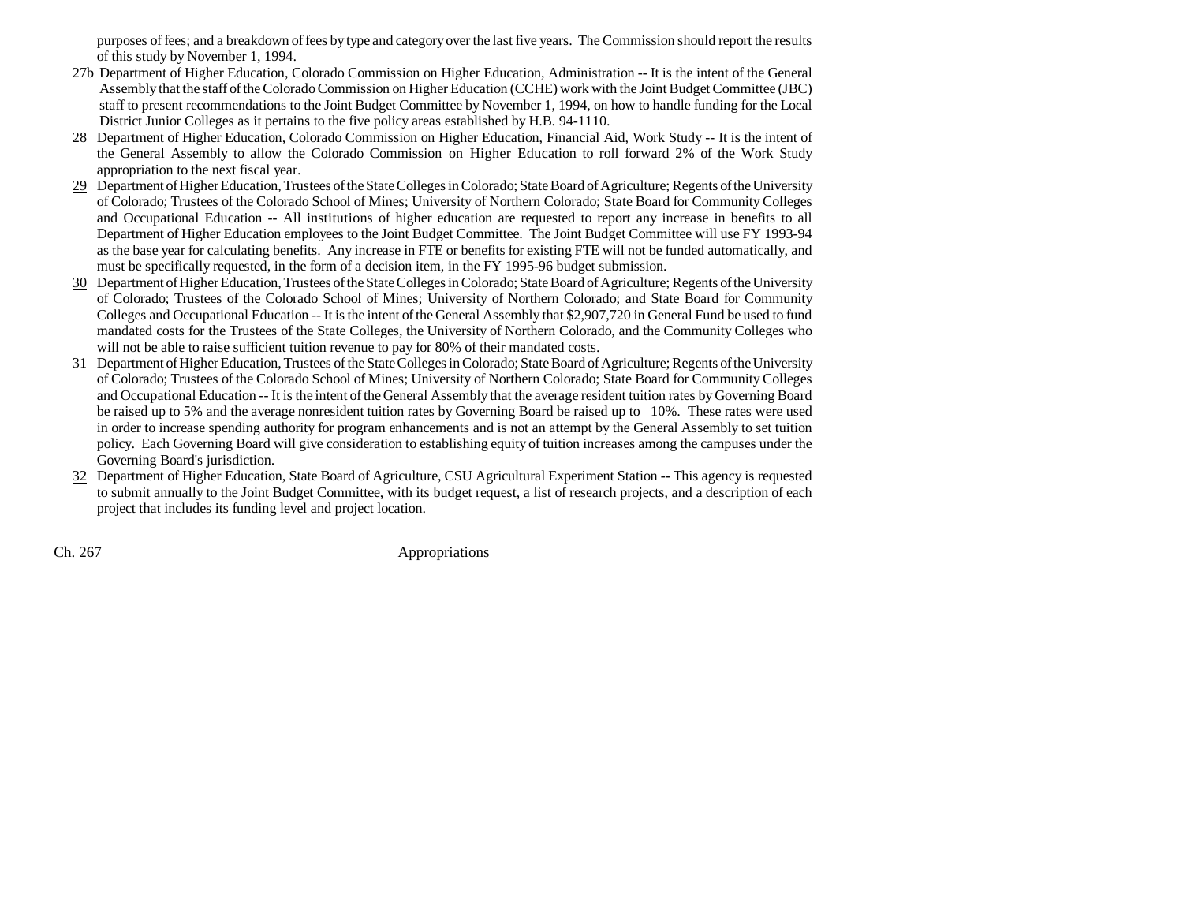purposes of fees; and a breakdown of fees by type and category over the last five years. The Commission should report the results of this study by November 1, 1994.

27b Department of Higher Education, Colorado Commission on Higher Education, Administration -- It is the intent of the General Assembly that the staff of the Colorado Commission on Higher Education (CCHE) work with the Joint Budget Committee (JBC) staff to present recommendations to the Joint Budget Committee by November 1, 1994, on how to handle funding for the Local District Junior Colleges as it pertains to the five policy areas established by H.B. 94-1110.

28 Department of Higher Education, Colorado Commission on Higher Education, Financial Aid, Work Study -- It is the intent of the General Assembly to allow the Colorado Commission on Higher Education to roll forward 2% of the Work Study appropriation to the next fiscal year.

29 Department of Higher Education, Trustees of the State Colleges in Colorado; State Board of Agriculture; Regents of the University of Colorado; Trustees of the Colorado School of Mines; University of Northern Colorado; State Board for Community Colleges and Occupational Education -- All institutions of higher education are requested to report any increase in benefits to all Department of Higher Education employees to the Joint Budget Committee. The Joint Budget Committee will use FY 1993-94 as the base year for calculating benefits. Any increase in FTE or benefits for existing FTE will not be funded automatically, and must be specifically requested, in the form of a decision item, in the FY 1995-96 budget submission.

30 Department of Higher Education, Trustees of the State Colleges in Colorado; State Board of Agriculture; Regents of the University of Colorado; Trustees of the Colorado School of Mines; University of Northern Colorado; and State Board for Community Colleges and Occupational Education -- It is the intent of the General Assembly that $2,907,720 in General Fund be used to fund mandated costs for the Trustees of the State Colleges, the University of Northern Colorado, and the Community Colleges who will not be able to raise sufficient tuition revenue to pay for 80% of their mandated costs.

31 Department of Higher Education, Trustees of the State Colleges in Colorado; State Board of Agriculture; Regents of the University of Colorado; Trustees of the Colorado School of Mines; University of Northern Colorado; State Board for Community Colleges and Occupational Education -- It is the intent of the General Assembly that the average resident tuition rates by Governing Board be raised up to 5% and the average nonresident tuition rates by Governing Board be raised up to 10%. These rates were used in order to increase spending authority for program enhancements and is not an attempt by the General Assembly to set tuition policy. Each Governing Board will give consideration to establishing equity of tuition increases among the campuses under the Governing Board's jurisdiction.

32 Department of Higher Education, State Board of Agriculture, CSU Agricultural Experiment Station -- This agency is requested to submit annually to the Joint Budget Committee, with its budget request, a list of research projects, and a description of each project that includes its funding level and project location.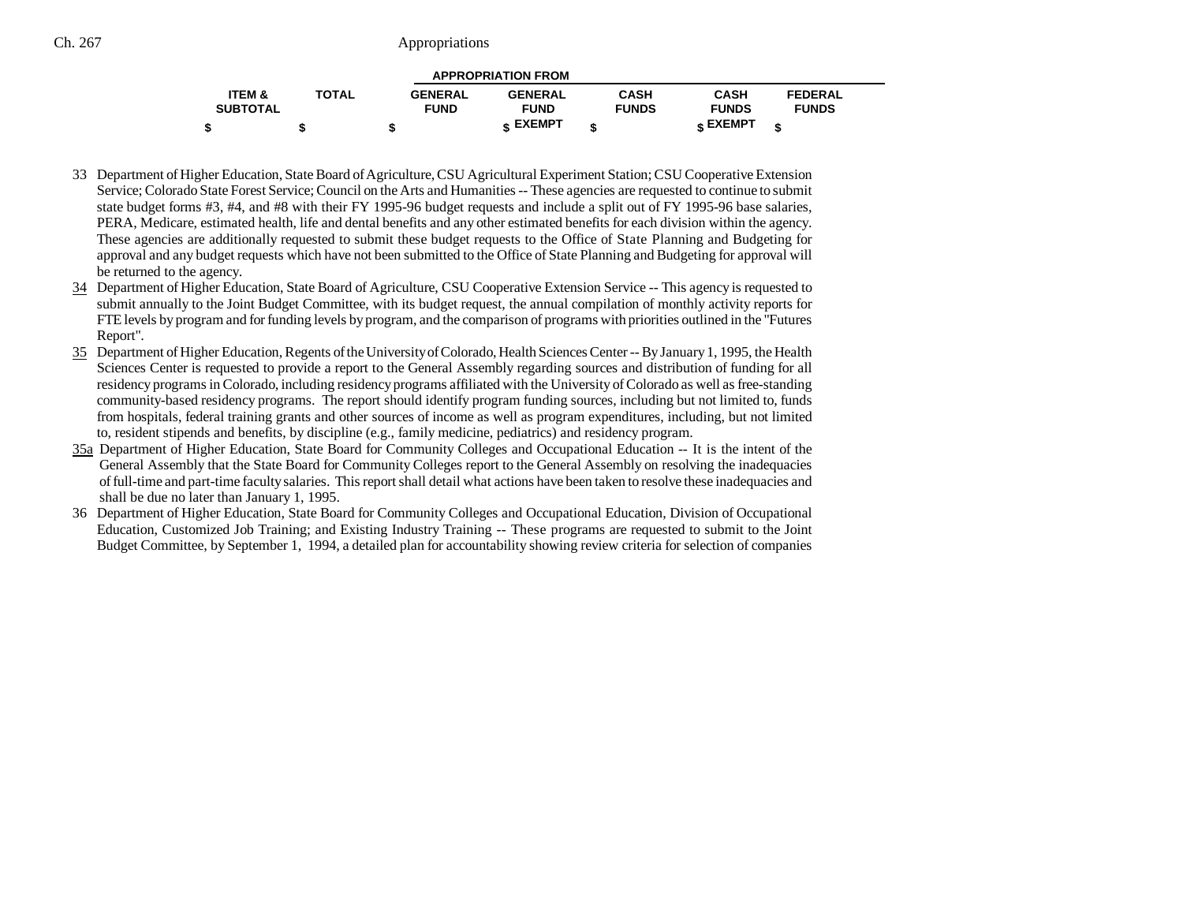| ITEM & SUBTOTAL | TOTAL | APPROPRIATION FROM GENERAL FUND | GENERAL FUND EXEMPT | CASH FUNDS | CASH FUNDS EXEMPT | FEDERAL FUNDS |
|---|---|---|---|---|---|---|
| $ | $ | $ | $ | $ | $ | $ |

33 Department of Higher Education, State Board of Agriculture, CSU Agricultural Experiment Station; CSU Cooperative Extension Service; Colorado State Forest Service; Council on the Arts and Humanities -- These agencies are requested to continue to submit state budget forms #3, #4, and #8 with their FY 1995-96 budget requests and include a split out of FY 1995-96 base salaries, PERA, Medicare, estimated health, life and dental benefits and any other estimated benefits for each division within the agency. These agencies are additionally requested to submit these budget requests to the Office of State Planning and Budgeting for approval and any budget requests which have not been submitted to the Office of State Planning and Budgeting for approval will be returned to the agency.

34 Department of Higher Education, State Board of Agriculture, CSU Cooperative Extension Service -- This agency is requested to submit annually to the Joint Budget Committee, with its budget request, the annual compilation of monthly activity reports for FTE levels by program and for funding levels by program, and the comparison of programs with priorities outlined in the "Futures Report".

35 Department of Higher Education, Regents of the University of Colorado, Health Sciences Center -- By January 1, 1995, the Health Sciences Center is requested to provide a report to the General Assembly regarding sources and distribution of funding for all residency programs in Colorado, including residency programs affiliated with the University of Colorado as well as free-standing community-based residency programs. The report should identify program funding sources, including but not limited to, funds from hospitals, federal training grants and other sources of income as well as program expenditures, including, but not limited to, resident stipends and benefits, by discipline (e.g., family medicine, pediatrics) and residency program.

35a Department of Higher Education, State Board for Community Colleges and Occupational Education -- It is the intent of the General Assembly that the State Board for Community Colleges report to the General Assembly on resolving the inadequacies of full-time and part-time faculty salaries. This report shall detail what actions have been taken to resolve these inadequacies and shall be due no later than January 1, 1995.

36 Department of Higher Education, State Board for Community Colleges and Occupational Education, Division of Occupational Education, Customized Job Training; and Existing Industry Training -- These programs are requested to submit to the Joint Budget Committee, by September 1, 1994, a detailed plan for accountability showing review criteria for selection of companies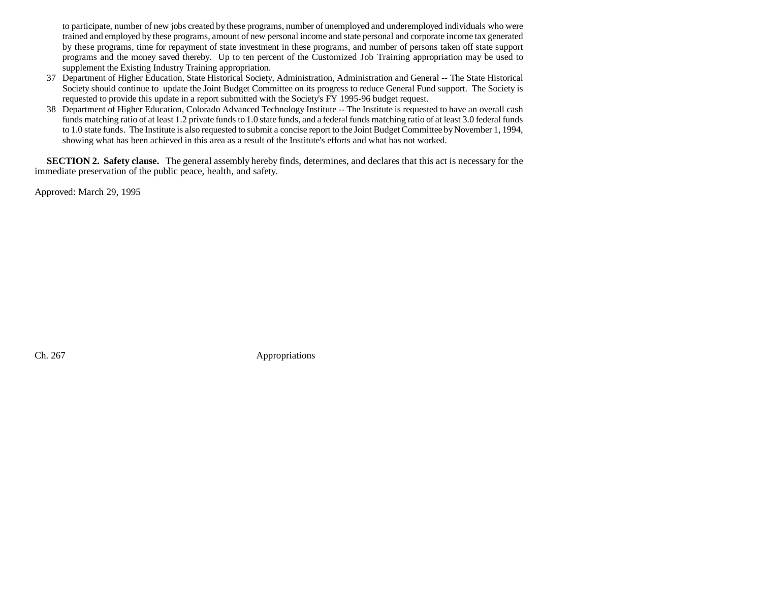to participate, number of new jobs created by these programs, number of unemployed and underemployed individuals who were trained and employed by these programs, amount of new personal income and state personal and corporate income tax generated by these programs, time for repayment of state investment in these programs, and number of persons taken off state support programs and the money saved thereby. Up to ten percent of the Customized Job Training appropriation may be used to supplement the Existing Industry Training appropriation.

37 Department of Higher Education, State Historical Society, Administration, Administration and General -- The State Historical Society should continue to update the Joint Budget Committee on its progress to reduce General Fund support. The Society is requested to provide this update in a report submitted with the Society's FY 1995-96 budget request.

38 Department of Higher Education, Colorado Advanced Technology Institute -- The Institute is requested to have an overall cash funds matching ratio of at least 1.2 private funds to 1.0 state funds, and a federal funds matching ratio of at least 3.0 federal funds to 1.0 state funds. The Institute is also requested to submit a concise report to the Joint Budget Committee by November 1, 1994, showing what has been achieved in this area as a result of the Institute's efforts and what has not worked.

**SECTION 2. Safety clause.** The general assembly hereby finds, determines, and declares that this act is necessary for the immediate preservation of the public peace, health, and safety.

Approved: March 29, 1995